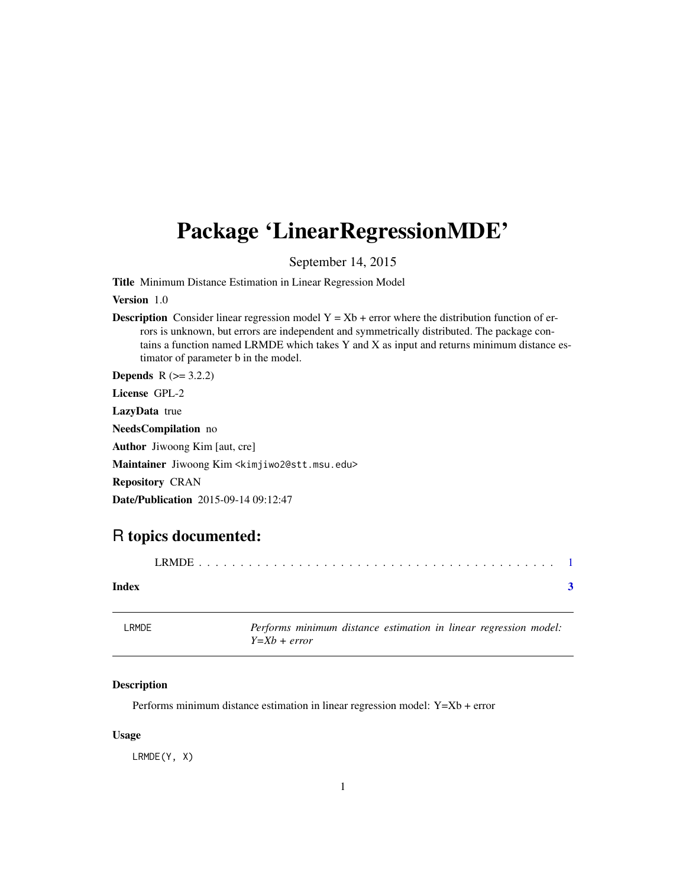# Package 'LinearRegressionMDE'

September 14, 2015

**Title** Minimum Distance Estimation in Linear Regression Model

**Version** 1.0

**Description** Consider linear regression model Y = Xb + error where the distribution function of errors is unknown, but errors are independent and symmetrically distributed. The package contains a function named LRMDE which takes Y and X as input and returns minimum distance estimator of parameter b in the model.

**Depends** R (>= 3.2.2)

**License** GPL-2

**LazyData** true

**NeedsCompilation** no

**Author** Jiwoong Kim [aut, cre]

**Maintainer** Jiwoong Kim <kimjiwo2@stt.msu.edu>

**Repository** CRAN

**Date/Publication** 2015-09-14 09:12:47

## R topics documented:

LRMDE . . . . . . . . . . . . . . . . . . . . . . . . . . . . . . . . . . . . . . . . . . 1

**Index** **3**

---

`LRMDE` *Performs minimum distance estimation in linear regression model: Y=Xb + error*

---

### Description

Performs minimum distance estimation in linear regression model: Y=Xb + error

### Usage

```
LRMDE(Y, X)
```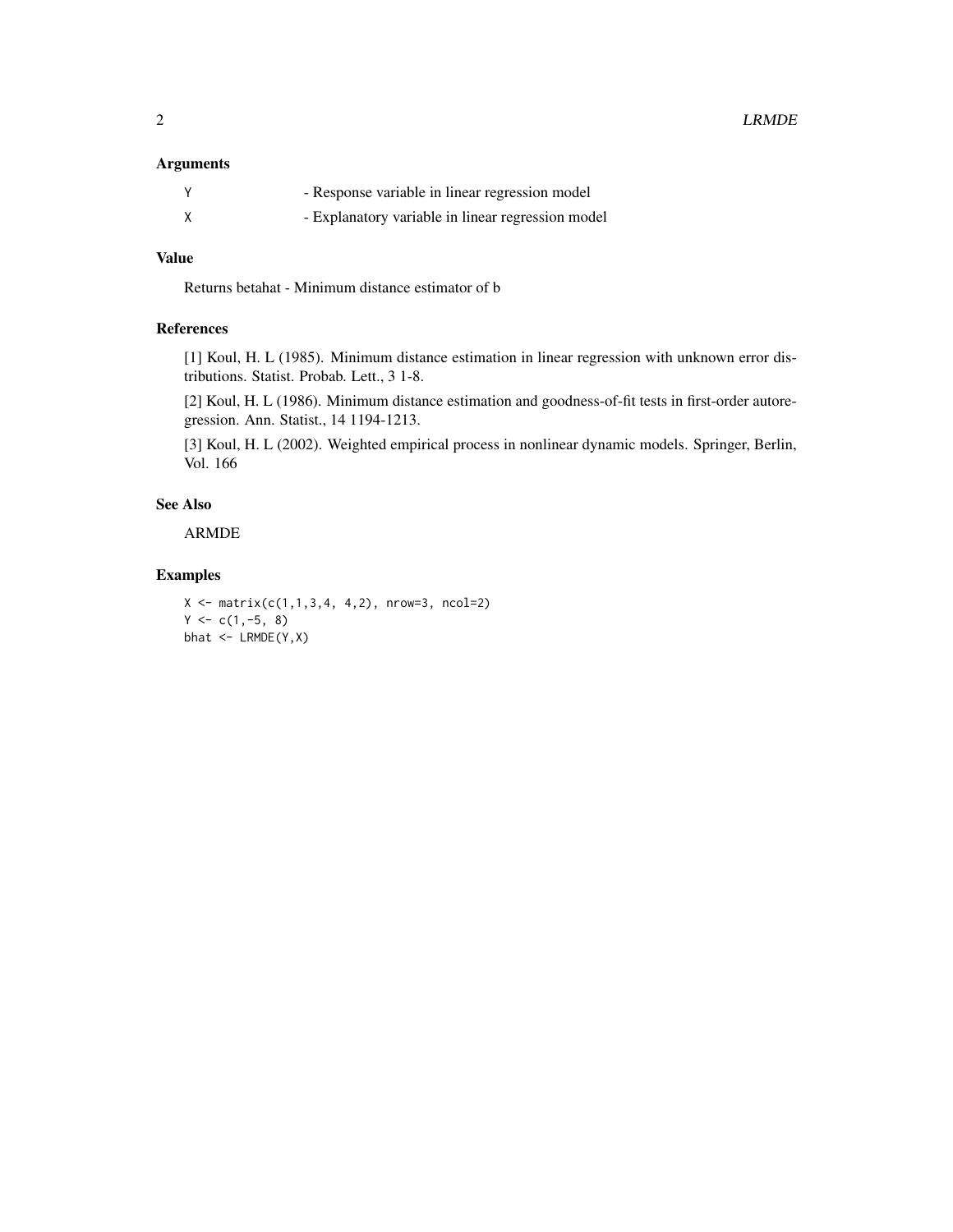### Arguments

| | |
|---|---|
| Y | - Response variable in linear regression model |
| X | - Explanatory variable in linear regression model |

### Value

Returns betahat - Minimum distance estimator of b

### References

[1] Koul, H. L (1985). Minimum distance estimation in linear regression with unknown error distributions. Statist. Probab. Lett., 3 1-8.

[2] Koul, H. L (1986). Minimum distance estimation and goodness-of-fit tests in first-order autoregression. Ann. Statist., 14 1194-1213.

[3] Koul, H. L (2002). Weighted empirical process in nonlinear dynamic models. Springer, Berlin, Vol. 166

### See Also

ARMDE

### Examples

```
X <- matrix(c(1,1,3,4, 4,2), nrow=3, ncol=2)
Y <- c(1,-5, 8)
bhat <- LRMDE(Y,X)
```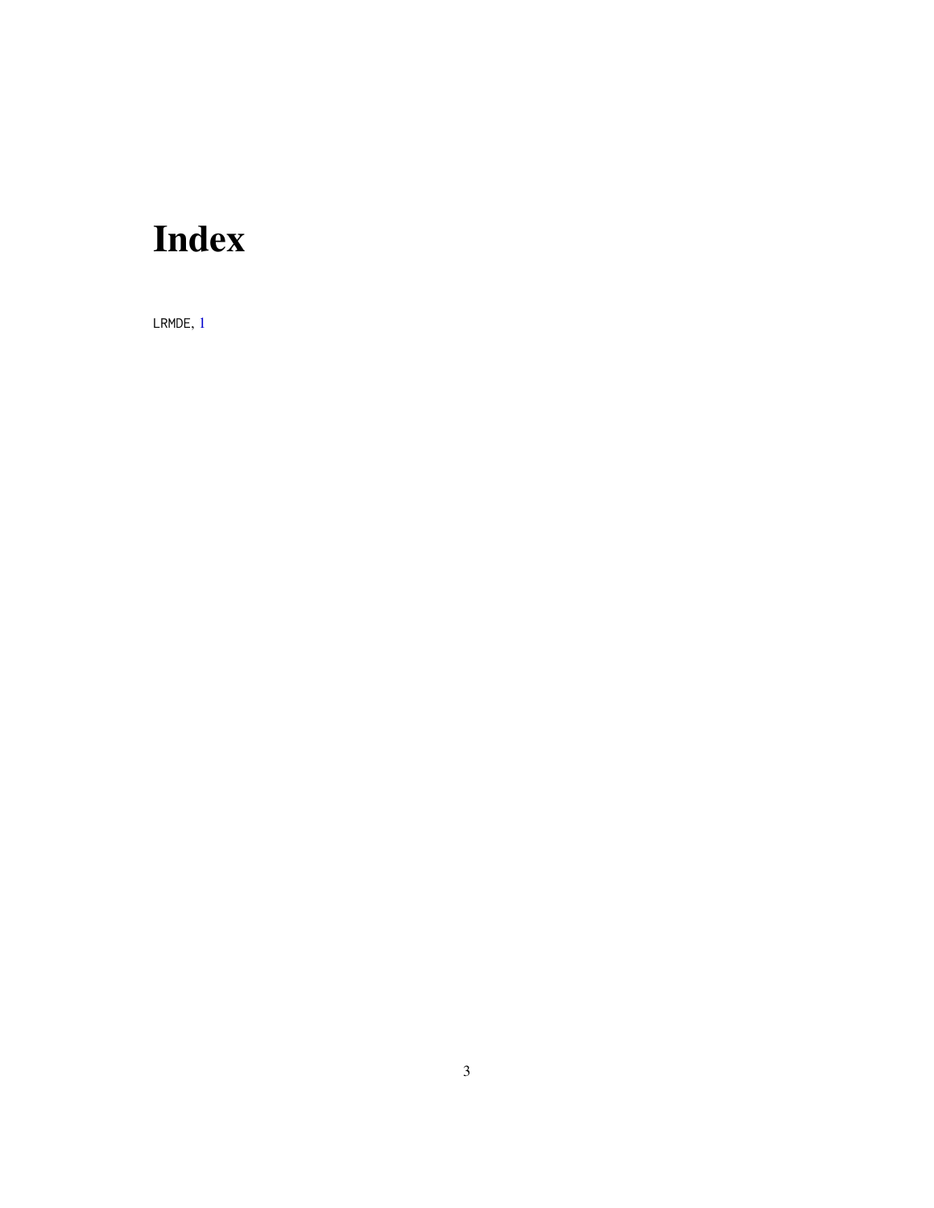# Index

LRMDE, 1